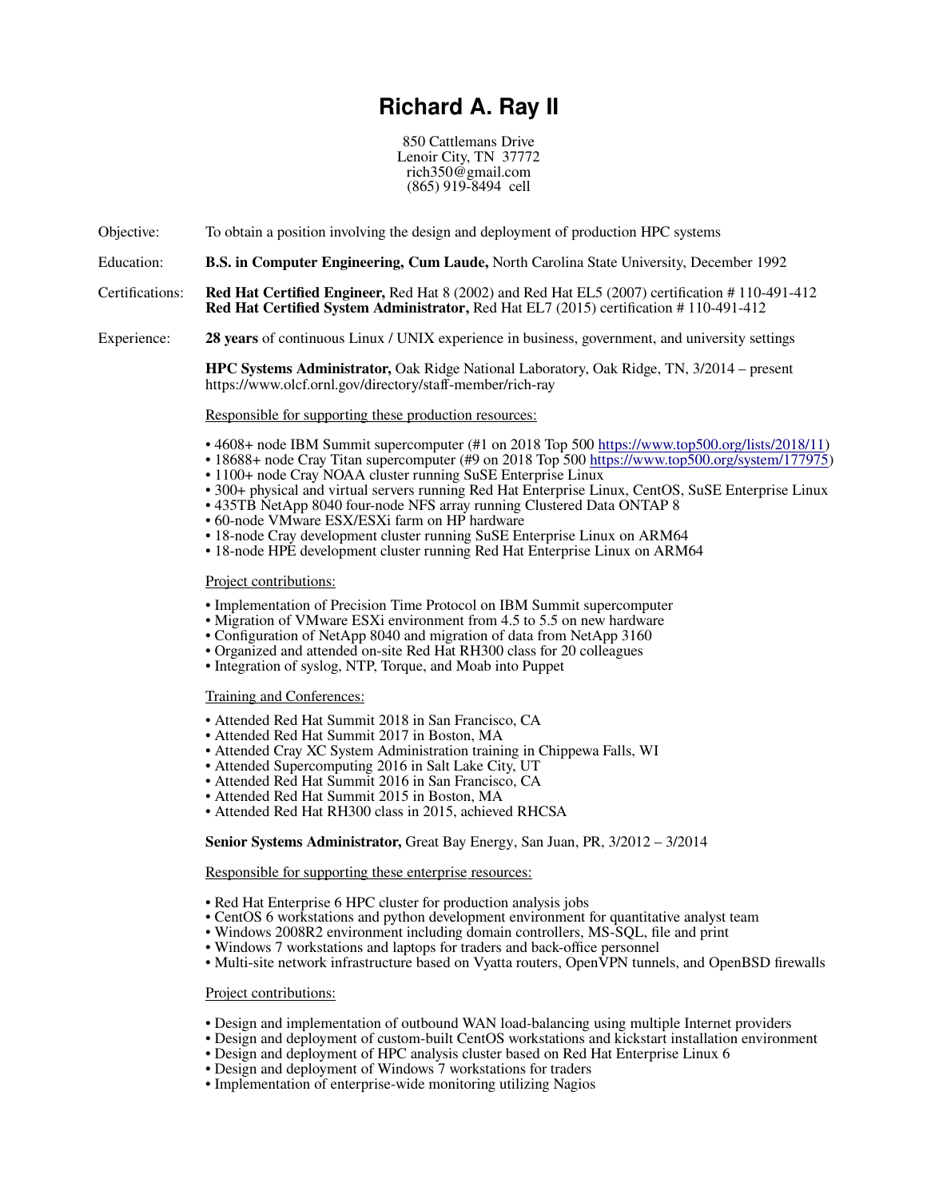# Richard A. Ray II

850 Cattlemans Drive
Lenoir City, TN 37772
rich350@gmail.com
(865) 919-8494 cell

Objective: To obtain a position involving the design and deployment of production HPC systems

Education: **B.S. in Computer Engineering, Cum Laude,** North Carolina State University, December 1992

Certifications: **Red Hat Certified Engineer,** Red Hat 8 (2002) and Red Hat EL5 (2007) certification # 110-491-412
**Red Hat Certified System Administrator,** Red Hat EL7 (2015) certification # 110-491-412

Experience: **28 years** of continuous Linux / UNIX experience in business, government, and university settings

**HPC Systems Administrator,** Oak Ridge National Laboratory, Oak Ridge, TN, 3/2014 – present
https://www.olcf.ornl.gov/directory/staff-member/rich-ray

Responsible for supporting these production resources:

- 4608+ node IBM Summit supercomputer (#1 on 2018 Top 500 https://www.top500.org/lists/2018/11)
- 18688+ node Cray Titan supercomputer (#9 on 2018 Top 500 https://www.top500.org/system/177975)
- 1100+ node Cray NOAA cluster running SuSE Enterprise Linux
- 300+ physical and virtual servers running Red Hat Enterprise Linux, CentOS, SuSE Enterprise Linux
- 435TB NetApp 8040 four-node NFS array running Clustered Data ONTAP 8
- 60-node VMware ESX/ESXi farm on HP hardware
- 18-node Cray development cluster running SuSE Enterprise Linux on ARM64
- 18-node HPE development cluster running Red Hat Enterprise Linux on ARM64

Project contributions:

- Implementation of Precision Time Protocol on IBM Summit supercomputer
- Migration of VMware ESXi environment from 4.5 to 5.5 on new hardware
- Configuration of NetApp 8040 and migration of data from NetApp 3160
- Organized and attended on-site Red Hat RH300 class for 20 colleagues
- Integration of syslog, NTP, Torque, and Moab into Puppet

Training and Conferences:

- Attended Red Hat Summit 2018 in San Francisco, CA
- Attended Red Hat Summit 2017 in Boston, MA
- Attended Cray XC System Administration training in Chippewa Falls, WI
- Attended Supercomputing 2016 in Salt Lake City, UT
- Attended Red Hat Summit 2016 in San Francisco, CA
- Attended Red Hat Summit 2015 in Boston, MA
- Attended Red Hat RH300 class in 2015, achieved RHCSA

**Senior Systems Administrator,** Great Bay Energy, San Juan, PR, 3/2012 – 3/2014

Responsible for supporting these enterprise resources:

- Red Hat Enterprise 6 HPC cluster for production analysis jobs
- CentOS 6 workstations and python development environment for quantitative analyst team
- Windows 2008R2 environment including domain controllers, MS-SQL, file and print
- Windows 7 workstations and laptops for traders and back-office personnel
- Multi-site network infrastructure based on Vyatta routers, OpenVPN tunnels, and OpenBSD firewalls

Project contributions:

- Design and implementation of outbound WAN load-balancing using multiple Internet providers
- Design and deployment of custom-built CentOS workstations and kickstart installation environment
- Design and deployment of HPC analysis cluster based on Red Hat Enterprise Linux 6
- Design and deployment of Windows 7 workstations for traders
- Implementation of enterprise-wide monitoring utilizing Nagios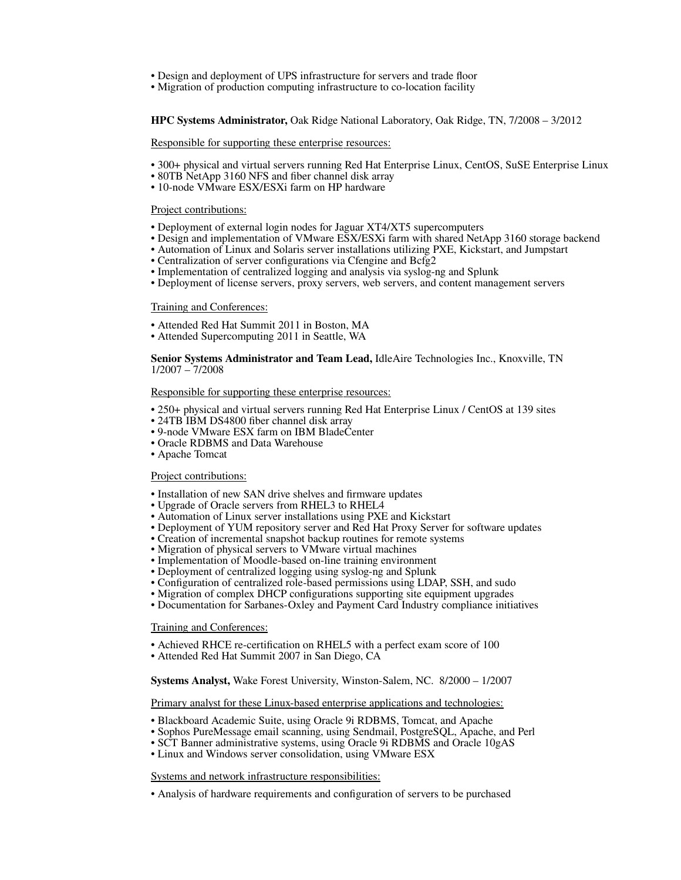- Design and deployment of UPS infrastructure for servers and trade floor
- Migration of production computing infrastructure to co-location facility

**HPC Systems Administrator,** Oak Ridge National Laboratory, Oak Ridge, TN, 7/2008 – 3/2012

<u>Responsible for supporting these enterprise resources:</u>

- 300+ physical and virtual servers running Red Hat Enterprise Linux, CentOS, SuSE Enterprise Linux
- 80TB NetApp 3160 NFS and fiber channel disk array
- 10-node VMware ESX/ESXi farm on HP hardware

<u>Project contributions:</u>

- Deployment of external login nodes for Jaguar XT4/XT5 supercomputers
- Design and implementation of VMware ESX/ESXi farm with shared NetApp 3160 storage backend
- Automation of Linux and Solaris server installations utilizing PXE, Kickstart, and Jumpstart
- Centralization of server configurations via Cfengine and Bcfg2
- Implementation of centralized logging and analysis via syslog-ng and Splunk
- Deployment of license servers, proxy servers, web servers, and content management servers

<u>Training and Conferences:</u>

- Attended Red Hat Summit 2011 in Boston, MA
- Attended Supercomputing 2011 in Seattle, WA

**Senior Systems Administrator and Team Lead,** IdleAire Technologies Inc., Knoxville, TN
1/2007 – 7/2008

<u>Responsible for supporting these enterprise resources:</u>

- 250+ physical and virtual servers running Red Hat Enterprise Linux / CentOS at 139 sites
- 24TB IBM DS4800 fiber channel disk array
- 9-node VMware ESX farm on IBM BladeCenter
- Oracle RDBMS and Data Warehouse
- Apache Tomcat

<u>Project contributions:</u>

- Installation of new SAN drive shelves and firmware updates
- Upgrade of Oracle servers from RHEL3 to RHEL4
- Automation of Linux server installations using PXE and Kickstart
- Deployment of YUM repository server and Red Hat Proxy Server for software updates
- Creation of incremental snapshot backup routines for remote systems
- Migration of physical servers to VMware virtual machines
- Implementation of Moodle-based on-line training environment
- Deployment of centralized logging using syslog-ng and Splunk
- Configuration of centralized role-based permissions using LDAP, SSH, and sudo
- Migration of complex DHCP configurations supporting site equipment upgrades
- Documentation for Sarbanes-Oxley and Payment Card Industry compliance initiatives

<u>Training and Conferences:</u>

- Achieved RHCE re-certification on RHEL5 with a perfect exam score of 100
- Attended Red Hat Summit 2007 in San Diego, CA

**Systems Analyst,** Wake Forest University, Winston-Salem, NC. 8/2000 – 1/2007

<u>Primary analyst for these Linux-based enterprise applications and technologies:</u>

- Blackboard Academic Suite, using Oracle 9i RDBMS, Tomcat, and Apache
- Sophos PureMessage email scanning, using Sendmail, PostgreSQL, Apache, and Perl
- SCT Banner administrative systems, using Oracle 9i RDBMS and Oracle 10gAS
- Linux and Windows server consolidation, using VMware ESX

<u>Systems and network infrastructure responsibilities:</u>

- Analysis of hardware requirements and configuration of servers to be purchased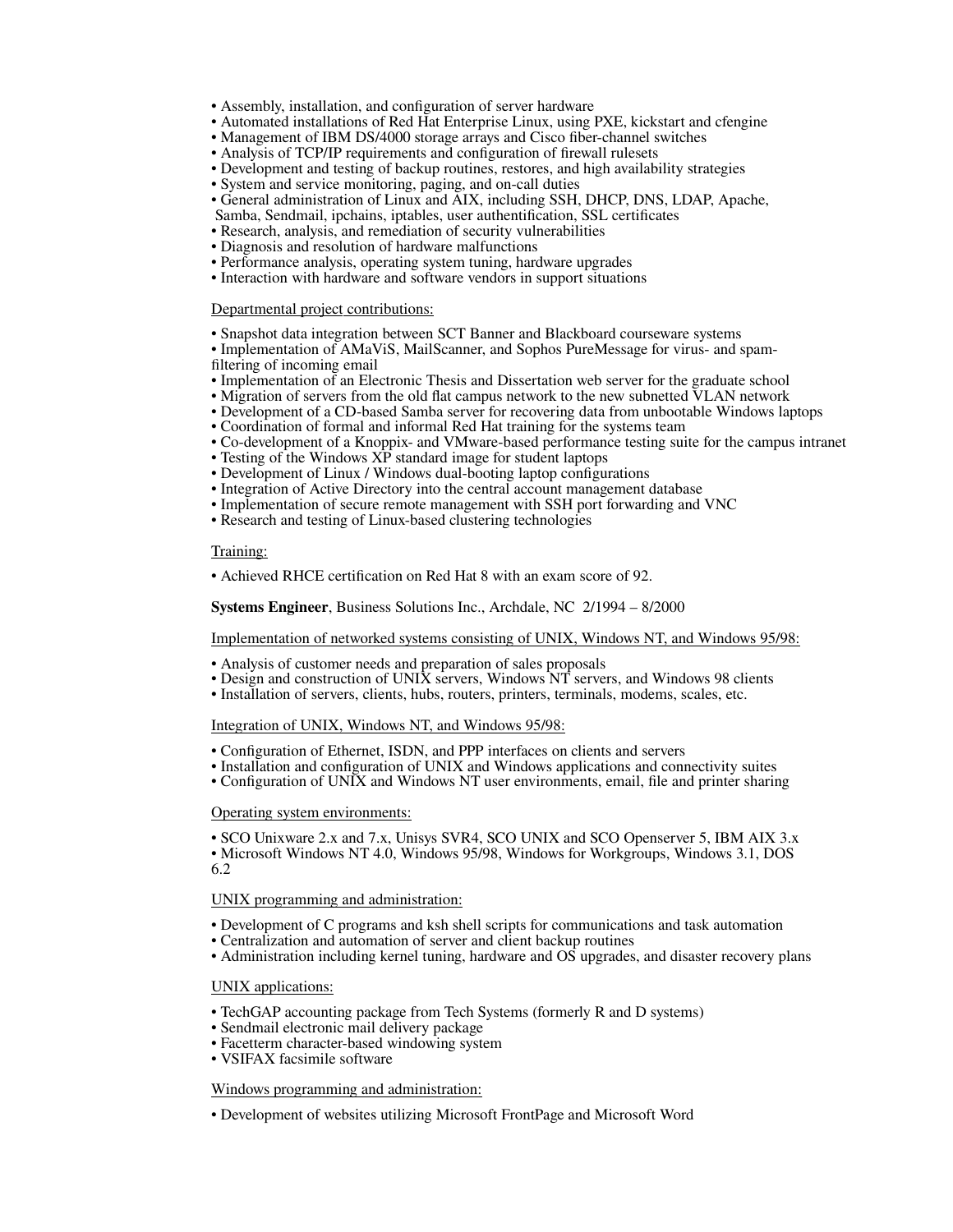- Assembly, installation, and configuration of server hardware
- Automated installations of Red Hat Enterprise Linux, using PXE, kickstart and cfengine
- Management of IBM DS/4000 storage arrays and Cisco fiber-channel switches
- Analysis of TCP/IP requirements and configuration of firewall rulesets
- Development and testing of backup routines, restores, and high availability strategies
- System and service monitoring, paging, and on-call duties
- General administration of Linux and AIX, including SSH, DHCP, DNS, LDAP, Apache, Samba, Sendmail, ipchains, iptables, user authentification, SSL certificates
- Research, analysis, and remediation of security vulnerabilities
- Diagnosis and resolution of hardware malfunctions
- Performance analysis, operating system tuning, hardware upgrades
- Interaction with hardware and software vendors in support situations

<u>Departmental project contributions:</u>

- Snapshot data integration between SCT Banner and Blackboard courseware systems
- Implementation of AMaViS, MailScanner, and Sophos PureMessage for virus- and spam-filtering of incoming email
- Implementation of an Electronic Thesis and Dissertation web server for the graduate school
- Migration of servers from the old flat campus network to the new subnetted VLAN network
- Development of a CD-based Samba server for recovering data from unbootable Windows laptops
- Coordination of formal and informal Red Hat training for the systems team
- Co-development of a Knoppix- and VMware-based performance testing suite for the campus intranet
- Testing of the Windows XP standard image for student laptops
- Development of Linux / Windows dual-booting laptop configurations
- Integration of Active Directory into the central account management database
- Implementation of secure remote management with SSH port forwarding and VNC
- Research and testing of Linux-based clustering technologies

<u>Training:</u>

- Achieved RHCE certification on Red Hat 8 with an exam score of 92.

**Systems Engineer**, Business Solutions Inc., Archdale, NC 2/1994 – 8/2000

<u>Implementation of networked systems consisting of UNIX, Windows NT, and Windows 95/98:</u>

- Analysis of customer needs and preparation of sales proposals
- Design and construction of UNIX servers, Windows NT servers, and Windows 98 clients
- Installation of servers, clients, hubs, routers, printers, terminals, modems, scales, etc.

<u>Integration of UNIX, Windows NT, and Windows 95/98:</u>

- Configuration of Ethernet, ISDN, and PPP interfaces on clients and servers
- Installation and configuration of UNIX and Windows applications and connectivity suites
- Configuration of UNIX and Windows NT user environments, email, file and printer sharing

<u>Operating system environments:</u>

- SCO Unixware 2.x and 7.x, Unisys SVR4, SCO UNIX and SCO Openserver 5, IBM AIX 3.x
- Microsoft Windows NT 4.0, Windows 95/98, Windows for Workgroups, Windows 3.1, DOS 6.2

<u>UNIX programming and administration:</u>

- Development of C programs and ksh shell scripts for communications and task automation
- Centralization and automation of server and client backup routines
- Administration including kernel tuning, hardware and OS upgrades, and disaster recovery plans

<u>UNIX applications:</u>

- TechGAP accounting package from Tech Systems (formerly R and D systems)
- Sendmail electronic mail delivery package
- Facetterm character-based windowing system
- VSIFAX facsimile software

<u>Windows programming and administration:</u>

- Development of websites utilizing Microsoft FrontPage and Microsoft Word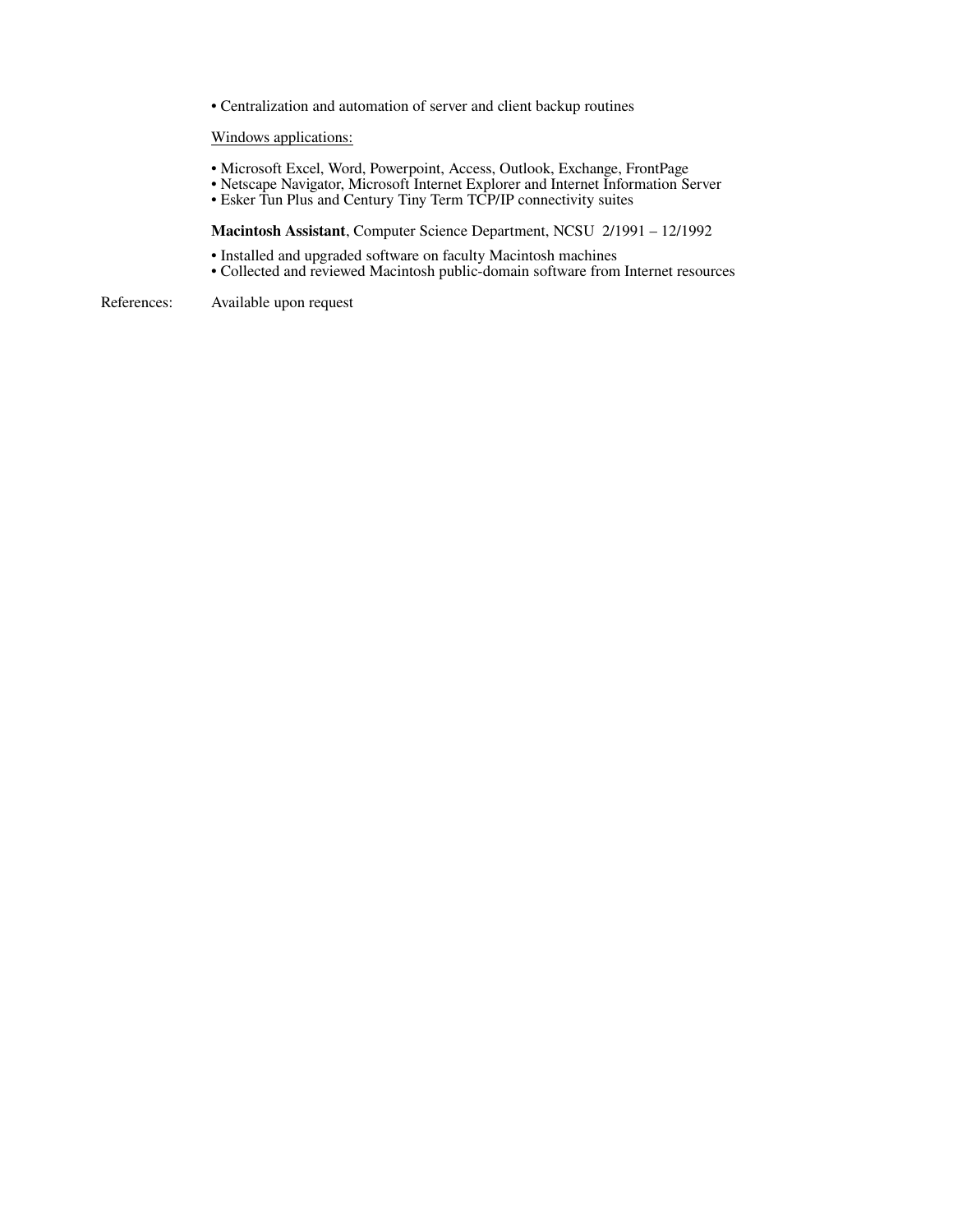- Centralization and automation of server and client backup routines

Windows applications:

- Microsoft Excel, Word, Powerpoint, Access, Outlook, Exchange, FrontPage
- Netscape Navigator, Microsoft Internet Explorer and Internet Information Server
- Esker Tun Plus and Century Tiny Term TCP/IP connectivity suites

**Macintosh Assistant**, Computer Science Department, NCSU 2/1991 – 12/1992

- Installed and upgraded software on faculty Macintosh machines
- Collected and reviewed Macintosh public-domain software from Internet resources

References: Available upon request